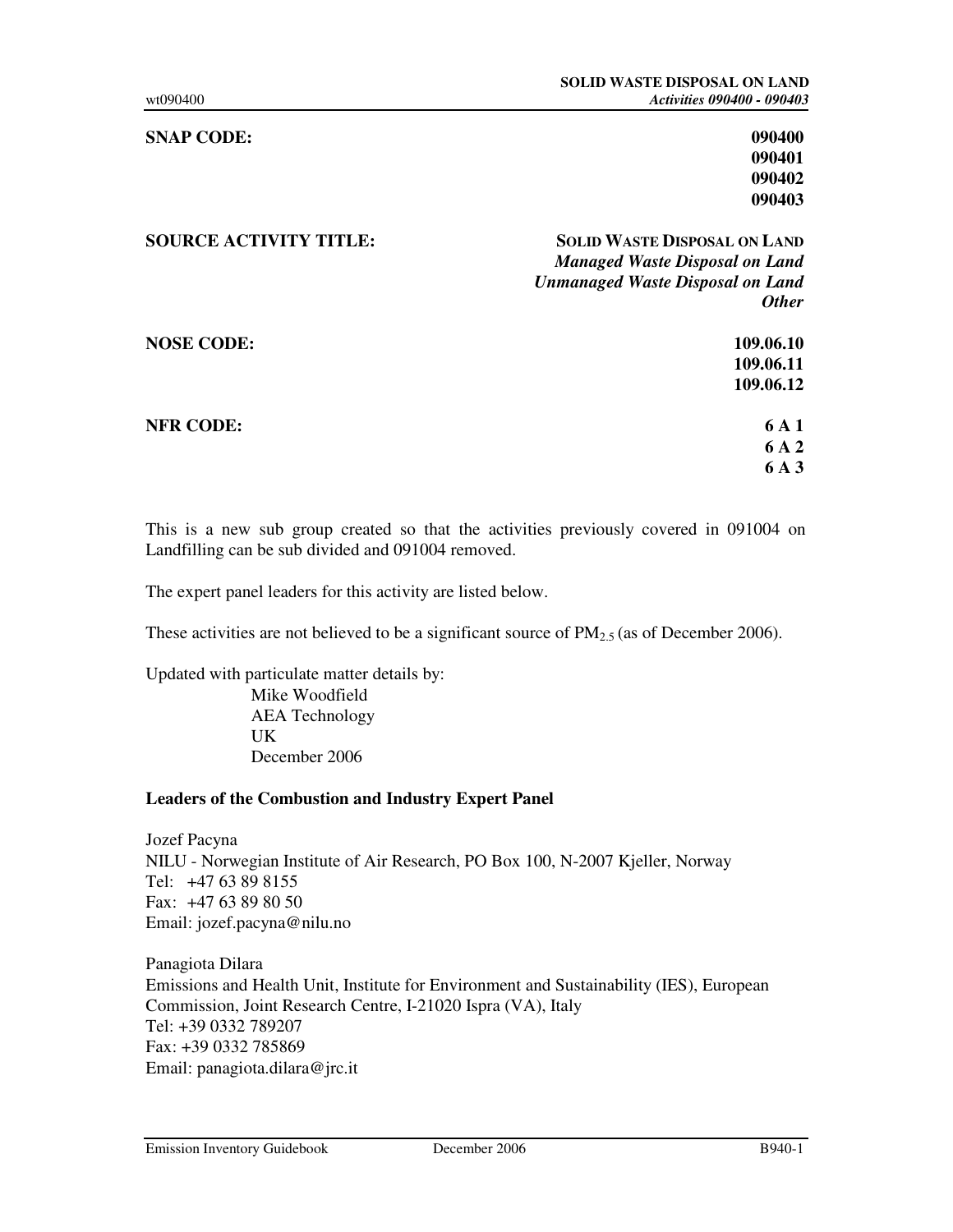| | |
|---|---|
| **SNAP CODE:** | **090400** |
| | **090401** |
| | **090402** |
| | **090403** |
| **SOURCE ACTIVITY TITLE:** | **SOLID WASTE DISPOSAL ON LAND** |
| | ***Managed Waste Disposal on Land*** |
| | ***Unmanaged Waste Disposal on Land*** |
| | ***Other*** |
| **NOSE CODE:** | **109.06.10** |
| | **109.06.11** |
| | **109.06.12** |
| **NFR CODE:** | **6 A 1** |
| | **6 A 2** |
| | **6 A 3** |

This is a new sub group created so that the activities previously covered in 091004 on Landfilling can be sub divided and 091004 removed.

The expert panel leaders for this activity are listed below.

These activities are not believed to be a significant source of $PM_{2.5}$ (as of December 2006).

Updated with particulate matter details by:

Mike Woodfield
AEA Technology
UK
December 2006

**Leaders of the Combustion and Industry Expert Panel**

Jozef Pacyna
NILU - Norwegian Institute of Air Research, PO Box 100, N-2007 Kjeller, Norway
Tel: +47 63 89 8155
Fax: +47 63 89 80 50
Email: jozef.pacyna@nilu.no

Panagiota Dilara
Emissions and Health Unit, Institute for Environment and Sustainability (IES), European Commission, Joint Research Centre, I-21020 Ispra (VA), Italy
Tel: +39 0332 789207
Fax: +39 0332 785869
Email: panagiota.dilara@jrc.it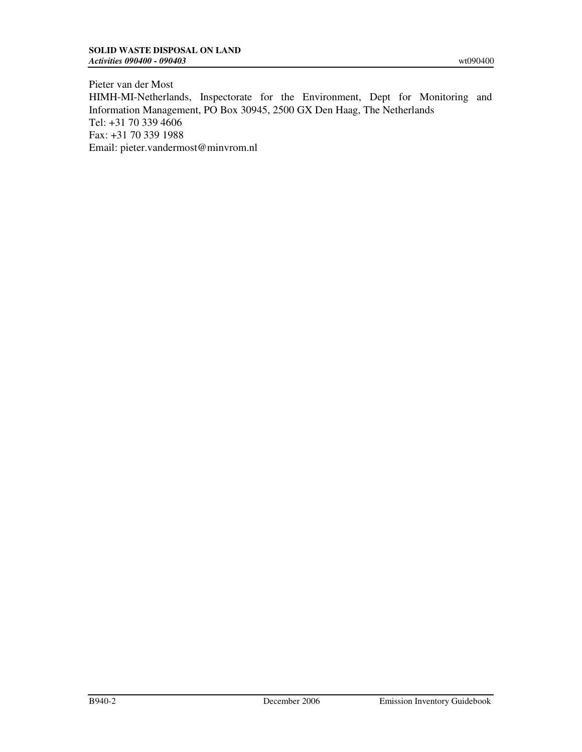Pieter van der Most
HIMH-MI-Netherlands, Inspectorate for the Environment, Dept for Monitoring and Information Management, PO Box 30945, 2500 GX Den Haag, The Netherlands
Tel: +31 70 339 4606
Fax: +31 70 339 1988
Email: pieter.vandermost@minvrom.nl